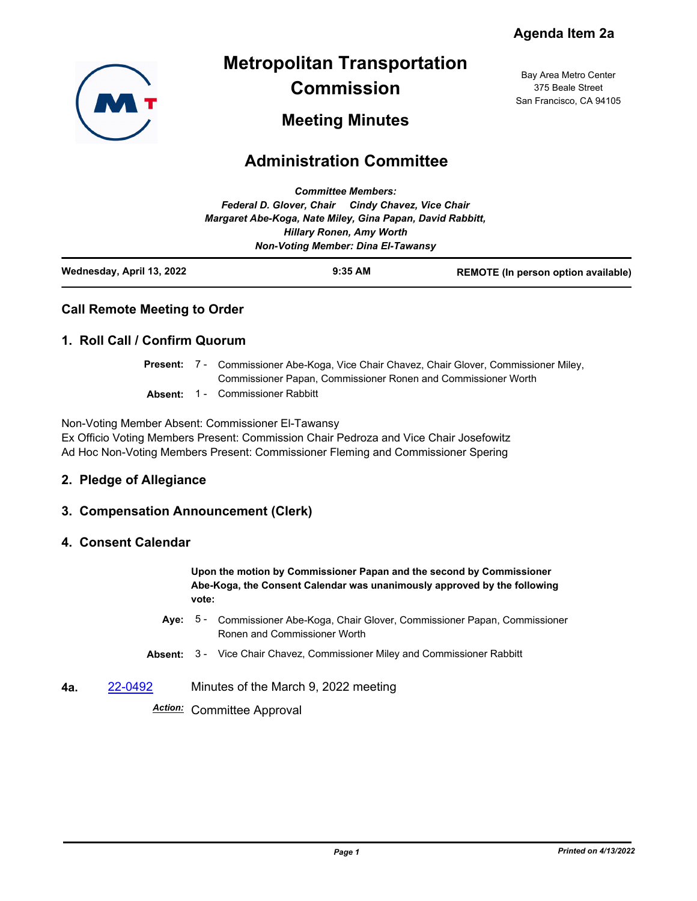Agenda Item 2a

# Metropolitan Transportation Commission

## Meeting Minutes

Bay Area Metro Center
375 Beale Street
San Francisco, CA 94105

# Administration Committee

*Committee Members:*
*Federal D. Glover, Chair     Cindy Chavez, Vice Chair*
*Margaret Abe-Koga, Nate Miley, Gina Papan, David Rabbitt,*
*Hillary Ronen, Amy Worth*
*Non-Voting Member: Dina El-Tawansy*

**Wednesday, April 13, 2022** **9:35 AM** **REMOTE (In person option available)**

## Call Remote Meeting to Order

## 1. Roll Call / Confirm Quorum

**Present:** 7 - Commissioner Abe-Koga, Vice Chair Chavez, Chair Glover, Commissioner Miley, Commissioner Papan, Commissioner Ronen and Commissioner Worth

**Absent:** 1 - Commissioner Rabbitt

Non-Voting Member Absent: Commissioner El-Tawansy
Ex Officio Voting Members Present: Commission Chair Pedroza and Vice Chair Josefowitz
Ad Hoc Non-Voting Members Present: Commissioner Fleming and Commissioner Spering

## 2. Pledge of Allegiance

## 3. Compensation Announcement (Clerk)

## 4. Consent Calendar

**Upon the motion by Commissioner Papan and the second by Commissioner Abe-Koga, the Consent Calendar was unanimously approved by the following vote:**

**Aye:** 5 - Commissioner Abe-Koga, Chair Glover, Commissioner Papan, Commissioner Ronen and Commissioner Worth

**Absent:** 3 - Vice Chair Chavez, Commissioner Miley and Commissioner Rabbitt

**4a.** 22-0492 Minutes of the March 9, 2022 meeting

*Action:* Committee Approval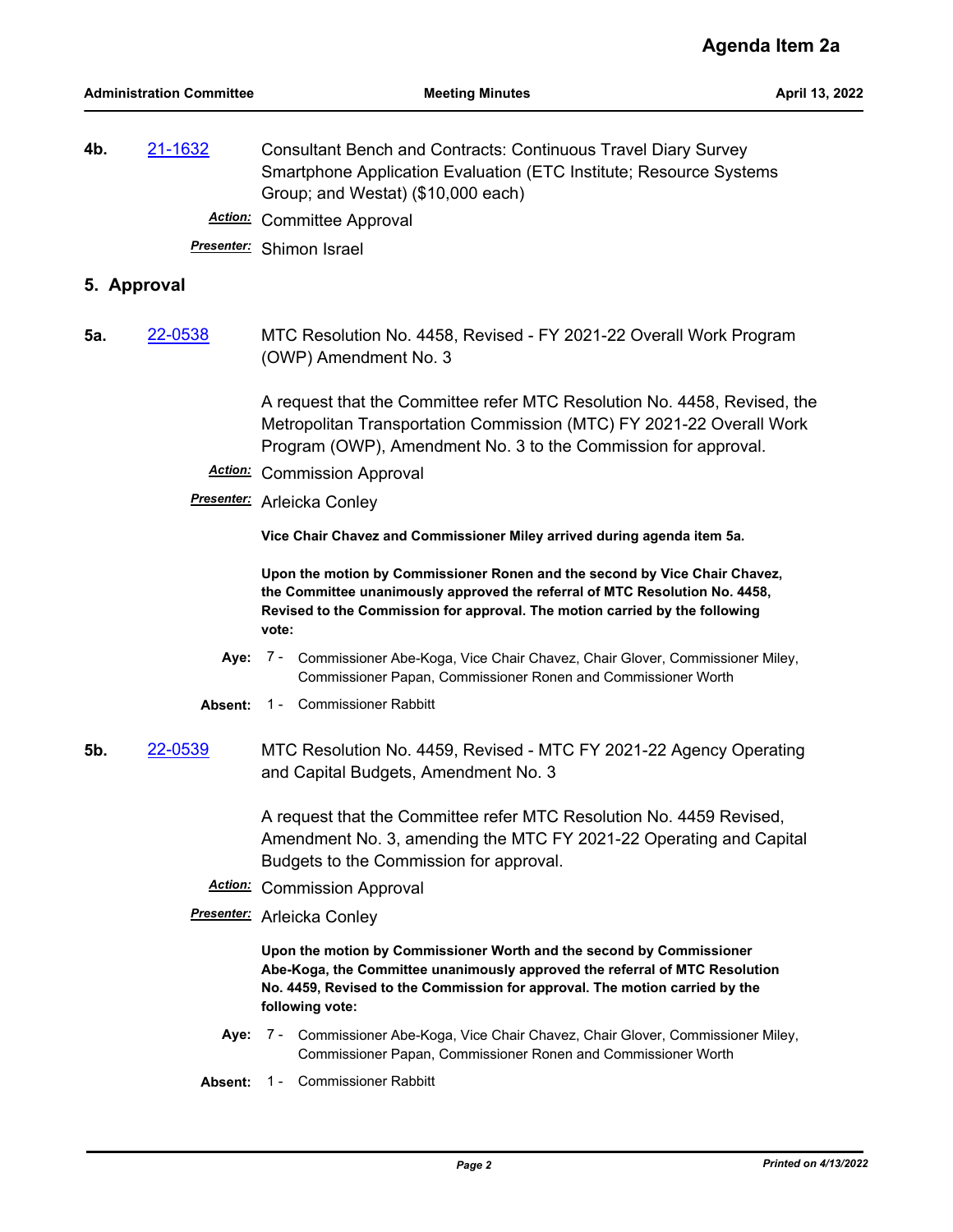**4b.** 21-1632 Consultant Bench and Contracts: Continuous Travel Diary Survey Smartphone Application Evaluation (ETC Institute; Resource Systems Group; and Westat) ($10,000 each)

*Action:* Committee Approval

*Presenter:* Shimon Israel

## 5. Approval

**5a.** 22-0538 MTC Resolution No. 4458, Revised - FY 2021-22 Overall Work Program (OWP) Amendment No. 3

A request that the Committee refer MTC Resolution No. 4458, Revised, the Metropolitan Transportation Commission (MTC) FY 2021-22 Overall Work Program (OWP), Amendment No. 3 to the Commission for approval.

*Action:* Commission Approval

*Presenter:* Arleicka Conley

**Vice Chair Chavez and Commissioner Miley arrived during agenda item 5a.**

**Upon the motion by Commissioner Ronen and the second by Vice Chair Chavez, the Committee unanimously approved the referral of MTC Resolution No. 4458, Revised to the Commission for approval. The motion carried by the following vote:**

**Aye:** 7 - Commissioner Abe-Koga, Vice Chair Chavez, Chair Glover, Commissioner Miley, Commissioner Papan, Commissioner Ronen and Commissioner Worth

**Absent:** 1 - Commissioner Rabbitt

**5b.** 22-0539 MTC Resolution No. 4459, Revised - MTC FY 2021-22 Agency Operating and Capital Budgets, Amendment No. 3

A request that the Committee refer MTC Resolution No. 4459 Revised, Amendment No. 3, amending the MTC FY 2021-22 Operating and Capital Budgets to the Commission for approval.

*Action:* Commission Approval

*Presenter:* Arleicka Conley

**Upon the motion by Commissioner Worth and the second by Commissioner Abe-Koga, the Committee unanimously approved the referral of MTC Resolution No. 4459, Revised to the Commission for approval. The motion carried by the following vote:**

**Aye:** 7 - Commissioner Abe-Koga, Vice Chair Chavez, Chair Glover, Commissioner Miley, Commissioner Papan, Commissioner Ronen and Commissioner Worth

**Absent:** 1 - Commissioner Rabbitt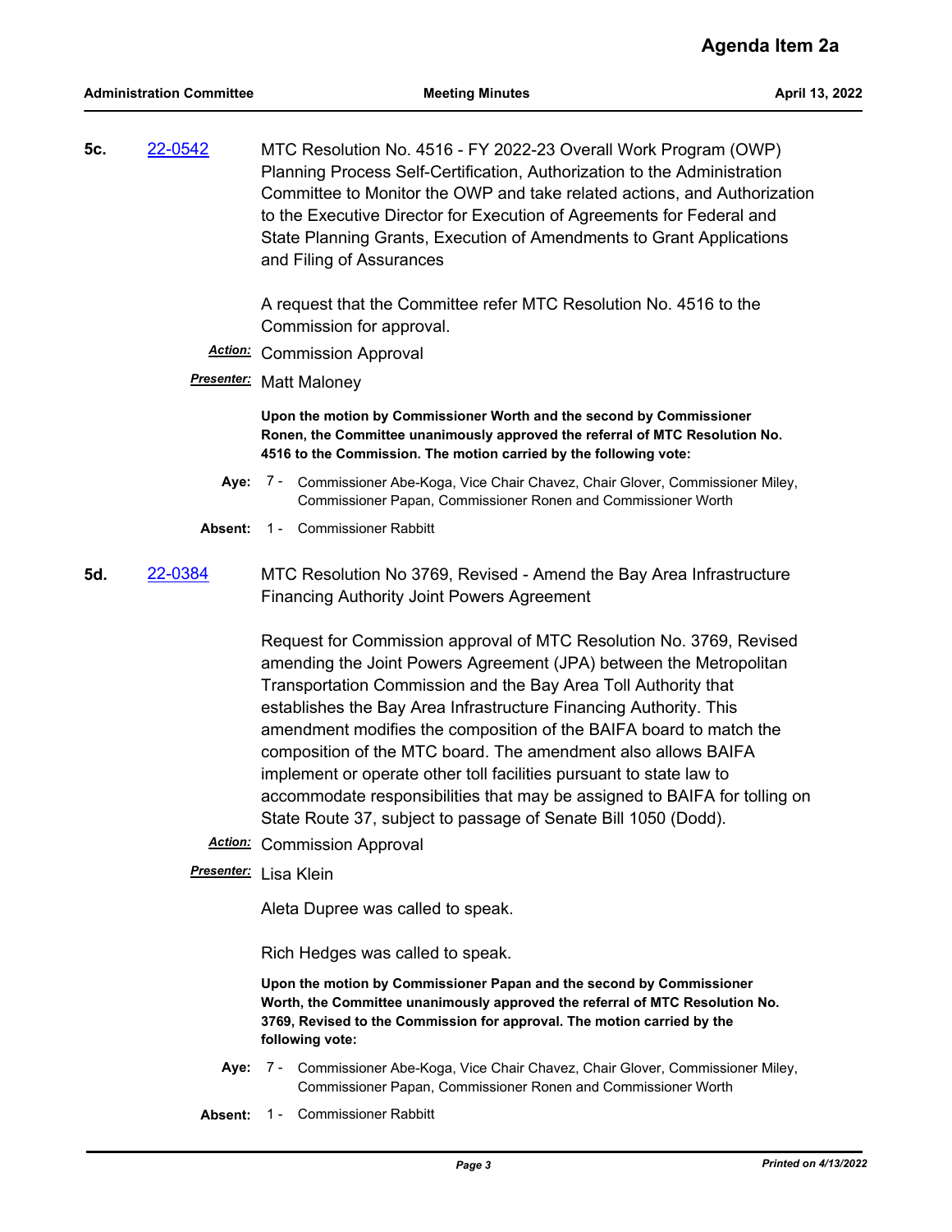**5c.** 22-0542 MTC Resolution No. 4516 - FY 2022-23 Overall Work Program (OWP) Planning Process Self-Certification, Authorization to the Administration Committee to Monitor the OWP and take related actions, and Authorization to the Executive Director for Execution of Agreements for Federal and State Planning Grants, Execution of Amendments to Grant Applications and Filing of Assurances

A request that the Committee refer MTC Resolution No. 4516 to the Commission for approval.

***Action:*** Commission Approval

***Presenter:*** Matt Maloney

**Upon the motion by Commissioner Worth and the second by Commissioner Ronen, the Committee unanimously approved the referral of MTC Resolution No. 4516 to the Commission. The motion carried by the following vote:**

**Aye:** 7 - Commissioner Abe-Koga, Vice Chair Chavez, Chair Glover, Commissioner Miley, Commissioner Papan, Commissioner Ronen and Commissioner Worth

**Absent:** 1 - Commissioner Rabbitt

**5d.** 22-0384 MTC Resolution No 3769, Revised - Amend the Bay Area Infrastructure Financing Authority Joint Powers Agreement

Request for Commission approval of MTC Resolution No. 3769, Revised amending the Joint Powers Agreement (JPA) between the Metropolitan Transportation Commission and the Bay Area Toll Authority that establishes the Bay Area Infrastructure Financing Authority. This amendment modifies the composition of the BAIFA board to match the composition of the MTC board. The amendment also allows BAIFA implement or operate other toll facilities pursuant to state law to accommodate responsibilities that may be assigned to BAIFA for tolling on State Route 37, subject to passage of Senate Bill 1050 (Dodd).

***Action:*** Commission Approval

***Presenter:*** Lisa Klein

Aleta Dupree was called to speak.

Rich Hedges was called to speak.

**Upon the motion by Commissioner Papan and the second by Commissioner Worth, the Committee unanimously approved the referral of MTC Resolution No. 3769, Revised to the Commission for approval. The motion carried by the following vote:**

**Aye:** 7 - Commissioner Abe-Koga, Vice Chair Chavez, Chair Glover, Commissioner Miley, Commissioner Papan, Commissioner Ronen and Commissioner Worth

**Absent:** 1 - Commissioner Rabbitt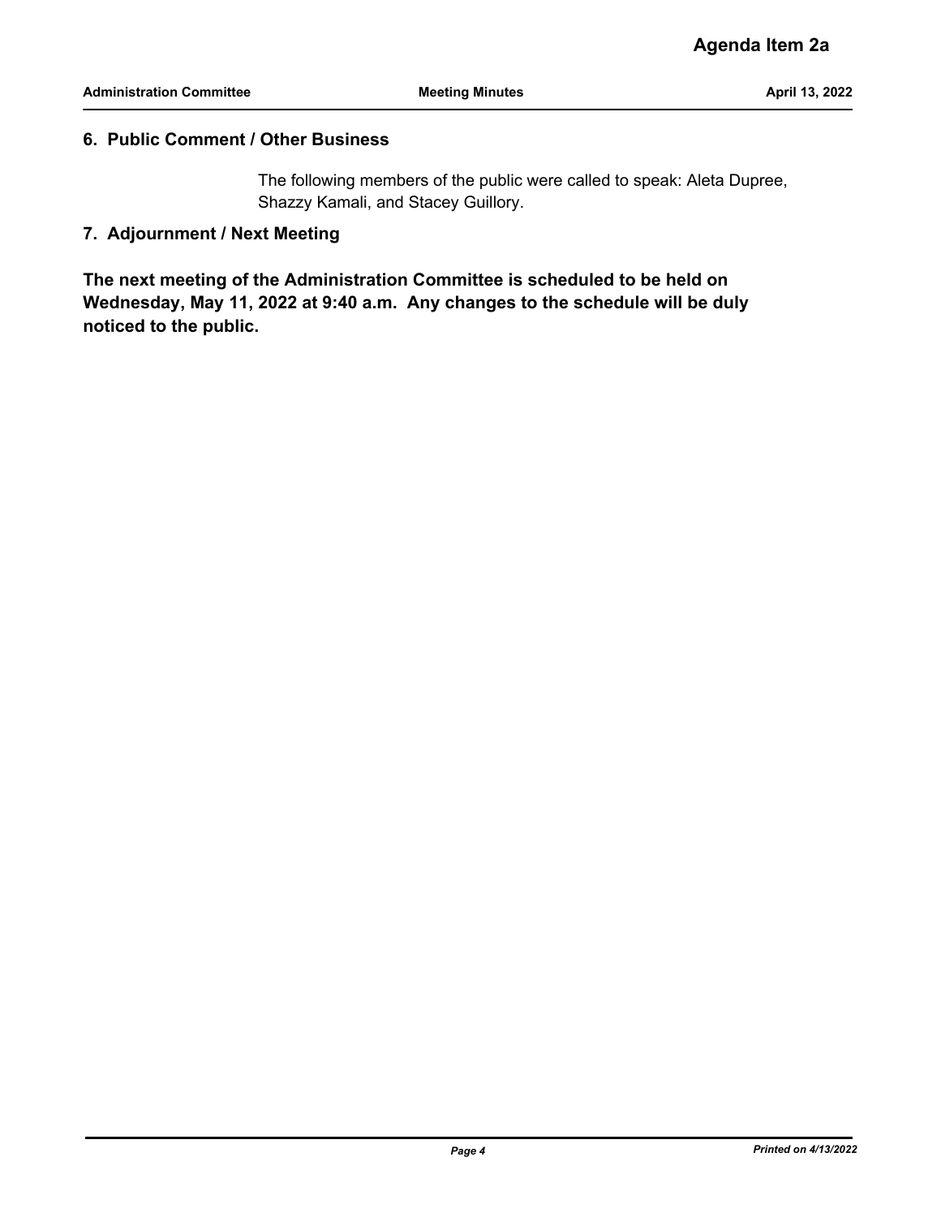## 6. Public Comment / Other Business

The following members of the public were called to speak: Aleta Dupree, Shazzy Kamali, and Stacey Guillory.

## 7. Adjournment / Next Meeting

**The next meeting of the Administration Committee is scheduled to be held on Wednesday, May 11, 2022 at 9:40 a.m. Any changes to the schedule will be duly noticed to the public.**